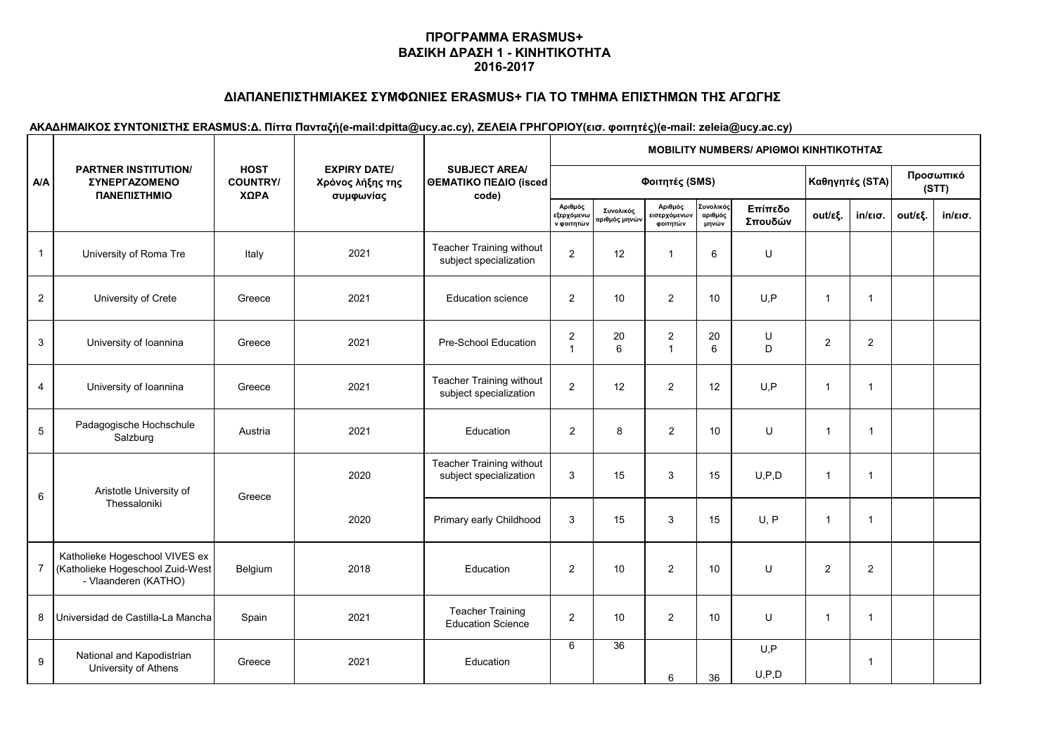# ΠΡΟΓΡΑΜΜΑ ERASMUS+
# ΒΑΣΙΚΗ ΔΡΑΣΗ 1 - ΚΙΝΗΤΙΚΟΤΗΤΑ
# 2016-2017

## ΔΙΑΠΑΝΕΠΙΣΤΗΜΙΑΚΕΣ ΣΥΜΦΩΝΙΕΣ ERASMUS+ ΓΙΑ ΤΟ ΤΜΗΜΑ ΕΠΙΣΤΗΜΩΝ ΤΗΣ ΑΓΩΓΗΣ

**ΑΚΑΔΗΜΑΙΚΟΣ ΣΥΝΤΟΝΙΣΤΗΣ ERASMUS:Δ. Πίττα Πανταζή(e-mail:dpitta@ucy.ac.cy), ΖΕΛΕΙΑ ΓΡΗΓΟΡΙΟΥ(εισ. φοιτητές)(e-mail: zeleia@ucy.ac.cy)**

| Α/Α | PARTNER INSTITUTION/ ΣΥΝΕΡΓΑΖΟΜΕΝΟ ΠΑΝΕΠΙΣΤΗΜΙΟ | HOST COUNTRY/ ΧΩΡΑ | EXPIRY DATE/ Χρόνος λήξης της συμφωνίας | SUBJECT AREA/ ΘΕΜΑΤΙΚΟ ΠΕΔΙΟ (isced code) | MOBILITY NUMBERS/ ΑΡΙΘΜΟΙ ΚΙΝΗΤΙΚΟΤΗΤΑΣ | | | | | | | | |
|---|---|---|---|---|---|---|---|---|---|---|---|---|---|
| | | | | | Φοιτητές (SMS) | | | | | Καθηγητές (STA) | | Προσωπικό (STT) | |
| | | | | | Αριθμός εξερχόμενων φοιτητών | Συνολικός αριθμός μηνών | Αριθμός εισερχόμενων φοιτητών | Συνολικός αριθμός μηνών | Επίπεδο Σπουδών | out/εξ. | in/εισ. | out/εξ. | in/εισ. |
| 1 | University of Roma Tre | Italy | 2021 | Teacher Training without subject specialization | 2 | 12 | 1 | 6 | U | | | | |
| 2 | University of Crete | Greece | 2021 | Education science | 2 | 10 | 2 | 10 | U,P | 1 | 1 | | |
| 3 | University of Ioannina | Greece | 2021 | Pre-School Education | 2<br>1 | 20<br>6 | 2<br>1 | 20<br>6 | U<br>D | 2 | 2 | | |
| 4 | University of Ioannina | Greece | 2021 | Teacher Training without subject specialization | 2 | 12 | 2 | 12 | U,P | 1 | 1 | | |
| 5 | Padagogische Hochschule Salzburg | Austria | 2021 | Education | 2 | 8 | 2 | 10 | U | 1 | 1 | | |
| 6 | Aristotle University of Thessaloniki | Greece | 2020 | Teacher Training without subject specialization | 3 | 15 | 3 | 15 | U,P,D | 1 | 1 | | |
| | | | 2020 | Primary early Childhood | 3 | 15 | 3 | 15 | U, P | 1 | 1 | | |
| 7 | Katholieke Hogeschool VIVES ex (Katholieke Hogeschool Zuid-West - Vlaanderen (KATHO) | Belgium | 2018 | Education | 2 | 10 | 2 | 10 | U | 2 | 2 | | |
| 8 | Universidad de Castilla-La Mancha | Spain | 2021 | Teacher Training Education Science | 2 | 10 | 2 | 10 | U | 1 | 1 | | |
| 9 | National and Kapodistrian University of Athens | Greece | 2021 | Education | 6 | 36 | 6 | 36 | U,P<br>U,P,D | | 1 | | |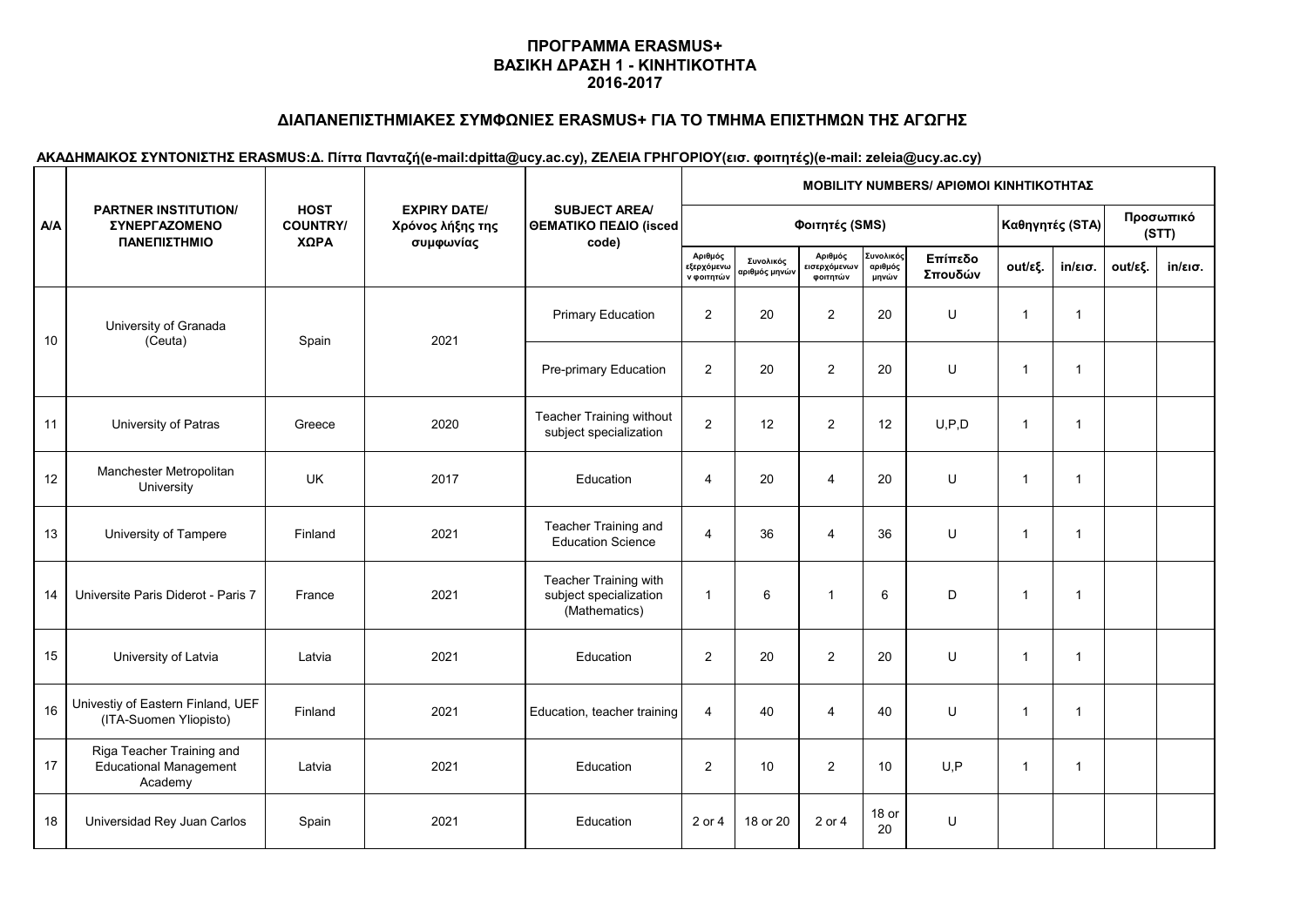**ΠΡΟΓΡΑΜΜΑ ERASMUS+**
**ΒΑΣΙΚΗ ΔΡΑΣΗ 1 - ΚΙΝΗΤΙΚΟΤΗΤΑ**
**2016-2017**

## ΔΙΑΠΑΝΕΠΙΣΤΗΜΙΑΚΕΣ ΣΥΜΦΩΝΙΕΣ ERASMUS+ ΓΙΑ ΤΟ ΤΜΗΜΑ ΕΠΙΣΤΗΜΩΝ ΤΗΣ ΑΓΩΓΗΣ

**ΑΚΑΔΗΜΑΙΚΟΣ ΣΥΝΤΟΝΙΣΤΗΣ ERASMUS:Δ. Πίττα Πανταζή(e-mail:dpitta@ucy.ac.cy), ΖΕΛΕΙΑ ΓΡΗΓΟΡΙΟΥ(εισ. φοιτητές)(e-mail: zeleia@ucy.ac.cy)**

| Α/Α | PARTNER INSTITUTION/ ΣΥΝΕΡΓΑΖΟΜΕΝΟ ΠΑΝΕΠΙΣΤΗΜΙΟ | HOST COUNTRY/ ΧΩΡΑ | EXPIRY DATE/ Χρόνος λήξης της συμφωνίας | SUBJECT AREA/ ΘΕΜΑΤΙΚΟ ΠΕΔΙΟ (isced code) | MOBILITY NUMBERS/ ΑΡΙΘΜΟΙ ΚΙΝΗΤΙΚΟΤΗΤΑΣ | | | | | | | | |
|---|---|---|---|---|---|---|---|---|---|---|---|---|---|
| | | | | | Φοιτητές (SMS) | | | | | Καθηγητές (STA) | | Προσωπικό (STT) | |
| | | | | | Αριθμός εξερχόμενων φοιτητών | Συνολικός αριθμός μηνών | Αριθμός εισερχόμενων φοιτητών | Συνολικός αριθμός μηνών | Επίπεδο Σπουδών | out/εξ. | in/εισ. | out/εξ. | in/εισ. |
| 10 | University of Granada (Ceuta) | Spain | 2021 | Primary Education | 2 | 20 | 2 | 20 | U | 1 | 1 | | |
| | | | | Pre-primary Education | 2 | 20 | 2 | 20 | U | 1 | 1 | | |
| 11 | University of Patras | Greece | 2020 | Teacher Training without subject specialization | 2 | 12 | 2 | 12 | U,P,D | 1 | 1 | | |
| 12 | Manchester Metropolitan University | UK | 2017 | Education | 4 | 20 | 4 | 20 | U | 1 | 1 | | |
| 13 | University of Tampere | Finland | 2021 | Teacher Training and Education Science | 4 | 36 | 4 | 36 | U | 1 | 1 | | |
| 14 | Universite Paris Diderot - Paris 7 | France | 2021 | Teacher Training with subject specialization (Mathematics) | 1 | 6 | 1 | 6 | D | 1 | 1 | | |
| 15 | University of Latvia | Latvia | 2021 | Education | 2 | 20 | 2 | 20 | U | 1 | 1 | | |
| 16 | Univestiy of Eastern Finland, UEF (ITA-Suomen Yliopisto) | Finland | 2021 | Education, teacher training | 4 | 40 | 4 | 40 | U | 1 | 1 | | |
| 17 | Riga Teacher Training and Educational Management Academy | Latvia | 2021 | Education | 2 | 10 | 2 | 10 | U,P | 1 | 1 | | |
| 18 | Universidad Rey Juan Carlos | Spain | 2021 | Education | 2 or 4 | 18 or 20 | 2 or 4 | 18 or 20 | U | | | | |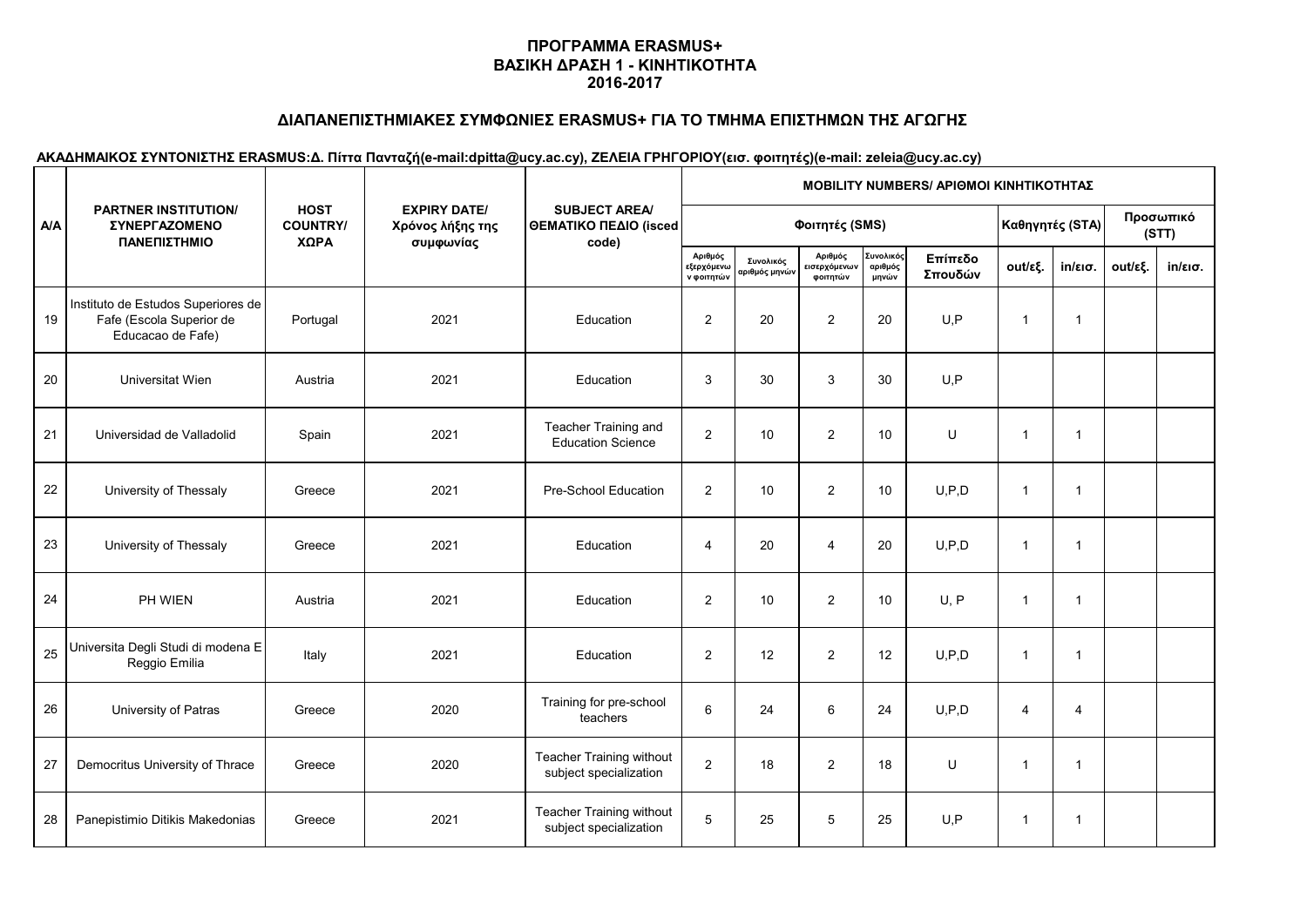**ΠΡΟΓΡΑΜΜΑ ERASMUS+**
**ΒΑΣΙΚΗ ΔΡΑΣΗ 1 - ΚΙΝΗΤΙΚΟΤΗΤΑ**
**2016-2017**

## ΔΙΑΠΑΝΕΠΙΣΤΗΜΙΑΚΕΣ ΣΥΜΦΩΝΙΕΣ ERASMUS+ ΓΙΑ ΤΟ ΤΜΗΜΑ ΕΠΙΣΤΗΜΩΝ ΤΗΣ ΑΓΩΓΗΣ

**ΑΚΑΔΗΜΑΙΚΟΣ ΣΥΝΤΟΝΙΣΤΗΣ ERASMUS:Δ. Πίττα Πανταζή(e-mail:dpitta@ucy.ac.cy), ΖΕΛΕΙΑ ΓΡΗΓΟΡΙΟΥ(εισ. φοιτητές)(e-mail: zeleia@ucy.ac.cy)**

| Α/Α | PARTNER INSTITUTION/ ΣΥΝΕΡΓΑΖΟΜΕΝΟ ΠΑΝΕΠΙΣΤΗΜΙΟ | HOST COUNTRY/ ΧΩΡΑ | EXPIRY DATE/ Χρόνος λήξης της συμφωνίας | SUBJECT AREA/ ΘΕΜΑΤΙΚΟ ΠΕΔΙΟ (isced code) | MOBILITY NUMBERS/ ΑΡΙΘΜΟΙ ΚΙΝΗΤΙΚΟΤΗΤΑΣ | | | | | | | | |
|---|---|---|---|---|---|---|---|---|---|---|---|---|---|
| | | | | | Φοιτητές (SMS) | | | | | Καθηγητές (STA) | | Προσωπικό (STT) | |
| | | | | | Αριθμός εξερχόμενων φοιτητών | Συνολικός αριθμός μηνών | Αριθμός εισερχόμενων φοιτητών | Συνολικός αριθμός μηνών | Επίπεδο Σπουδών | out/εξ. | in/εισ. | out/εξ. | in/εισ. |
| 19 | Instituto de Estudos Superiores de Fafe (Escola Superior de Educacao de Fafe) | Portugal | 2021 | Education | 2 | 20 | 2 | 20 | U,P | 1 | 1 | | |
| 20 | Universitat Wien | Austria | 2021 | Education | 3 | 30 | 3 | 30 | U,P | | | | |
| 21 | Universidad de Valladolid | Spain | 2021 | Teacher Training and Education Science | 2 | 10 | 2 | 10 | U | 1 | 1 | | |
| 22 | University of Thessaly | Greece | 2021 | Pre-School Education | 2 | 10 | 2 | 10 | U,P,D | 1 | 1 | | |
| 23 | University of Thessaly | Greece | 2021 | Education | 4 | 20 | 4 | 20 | U,P,D | 1 | 1 | | |
| 24 | PH WIEN | Austria | 2021 | Education | 2 | 10 | 2 | 10 | U, P | 1 | 1 | | |
| 25 | Universita Degli Studi di modena E Reggio Emilia | Italy | 2021 | Education | 2 | 12 | 2 | 12 | U,P,D | 1 | 1 | | |
| 26 | University of Patras | Greece | 2020 | Training for pre-school teachers | 6 | 24 | 6 | 24 | U,P,D | 4 | 4 | | |
| 27 | Democritus University of Thrace | Greece | 2020 | Teacher Training without subject specialization | 2 | 18 | 2 | 18 | U | 1 | 1 | | |
| 28 | Panepistimio Ditikis Makedonias | Greece | 2021 | Teacher Training without subject specialization | 5 | 25 | 5 | 25 | U,P | 1 | 1 | | |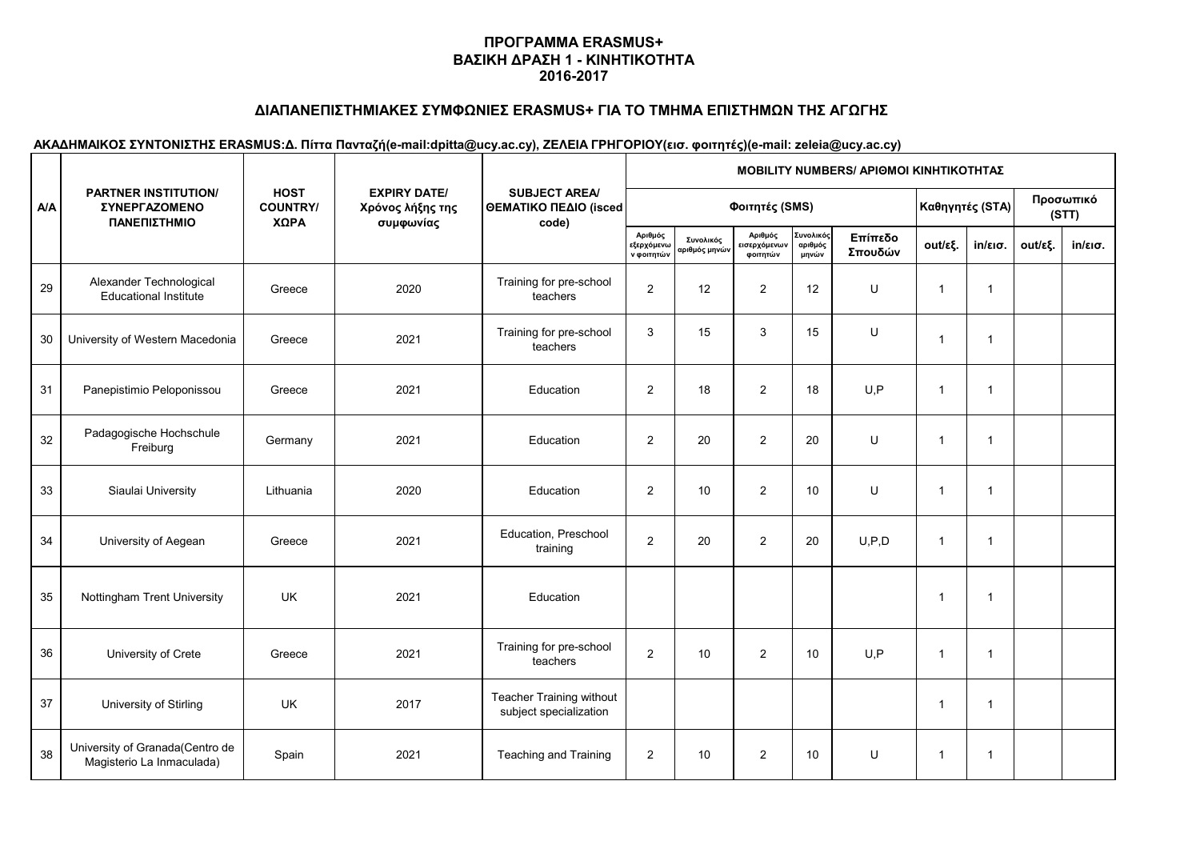**ΠΡΟΓΡΑΜΜΑ ERASMUS+**
**ΒΑΣΙΚΗ ΔΡΑΣΗ 1 - ΚΙΝΗΤΙΚΟΤΗΤΑ**
**2016-2017**

**ΔΙΑΠΑΝΕΠΙΣΤΗΜΙΑΚΕΣ ΣΥΜΦΩΝΙΕΣ ERASMUS+ ΓΙΑ ΤΟ ΤΜΗΜΑ ΕΠΙΣΤΗΜΩΝ ΤΗΣ ΑΓΩΓΗΣ**

**ΑΚΑΔΗΜΑΙΚΟΣ ΣΥΝΤΟΝΙΣΤΗΣ ERASMUS:Δ. Πίττα Πανταζή(e-mail:dpitta@ucy.ac.cy), ΖΕΛΕΙΑ ΓΡΗΓΟΡΙΟΥ(εισ. φοιτητές)(e-mail: zeleia@ucy.ac.cy)**

| Α/Α | PARTNER INSTITUTION/ ΣΥΝΕΡΓΑΖΟΜΕΝΟ ΠΑΝΕΠΙΣΤΗΜΙΟ | HOST COUNTRY/ ΧΩΡΑ | EXPIRY DATE/ Χρόνος λήξης της συμφωνίας | SUBJECT AREA/ ΘΕΜΑΤΙΚΟ ΠΕΔΙΟ (isced code) | MOBILITY NUMBERS/ ΑΡΙΘΜΟΙ ΚΙΝΗΤΙΚΟΤΗΤΑΣ | | | | | | | | |
|---|---|---|---|---|---|---|---|---|---|---|---|---|---|
| | | | | | Φοιτητές (SMS) | | | | | Καθηγητές (STA) | | Προσωπικό (STT) | |
| | | | | | Αριθμός εξερχόμενων φοιτητών | Συνολικός αριθμός μηνών | Αριθμός εισερχόμενων φοιτητών | Συνολικός αριθμός μηνών | Επίπεδο Σπουδών | out/εξ. | in/εισ. | out/εξ. | in/εισ. |
| 29 | Alexander Technological Educational Institute | Greece | 2020 | Training for pre-school teachers | 2 | 12 | 2 | 12 | U | 1 | 1 | | |
| 30 | University of Western Macedonia | Greece | 2021 | Training for pre-school teachers | 3 | 15 | 3 | 15 | U | 1 | 1 | | |
| 31 | Panepistimio Peloponissou | Greece | 2021 | Education | 2 | 18 | 2 | 18 | U,P | 1 | 1 | | |
| 32 | Padagogische Hochschule Freiburg | Germany | 2021 | Education | 2 | 20 | 2 | 20 | U | 1 | 1 | | |
| 33 | Siaulai University | Lithuania | 2020 | Education | 2 | 10 | 2 | 10 | U | 1 | 1 | | |
| 34 | University of Aegean | Greece | 2021 | Education, Preschool training | 2 | 20 | 2 | 20 | U,P,D | 1 | 1 | | |
| 35 | Nottingham Trent University | UK | 2021 | Education | | | | | | 1 | 1 | | |
| 36 | University of Crete | Greece | 2021 | Training for pre-school teachers | 2 | 10 | 2 | 10 | U,P | 1 | 1 | | |
| 37 | University of Stirling | UK | 2017 | Teacher Training without subject specialization | | | | | | 1 | 1 | | |
| 38 | University of Granada(Centro de Magisterio La Inmaculada) | Spain | 2021 | Teaching and Training | 2 | 10 | 2 | 10 | U | 1 | 1 | | |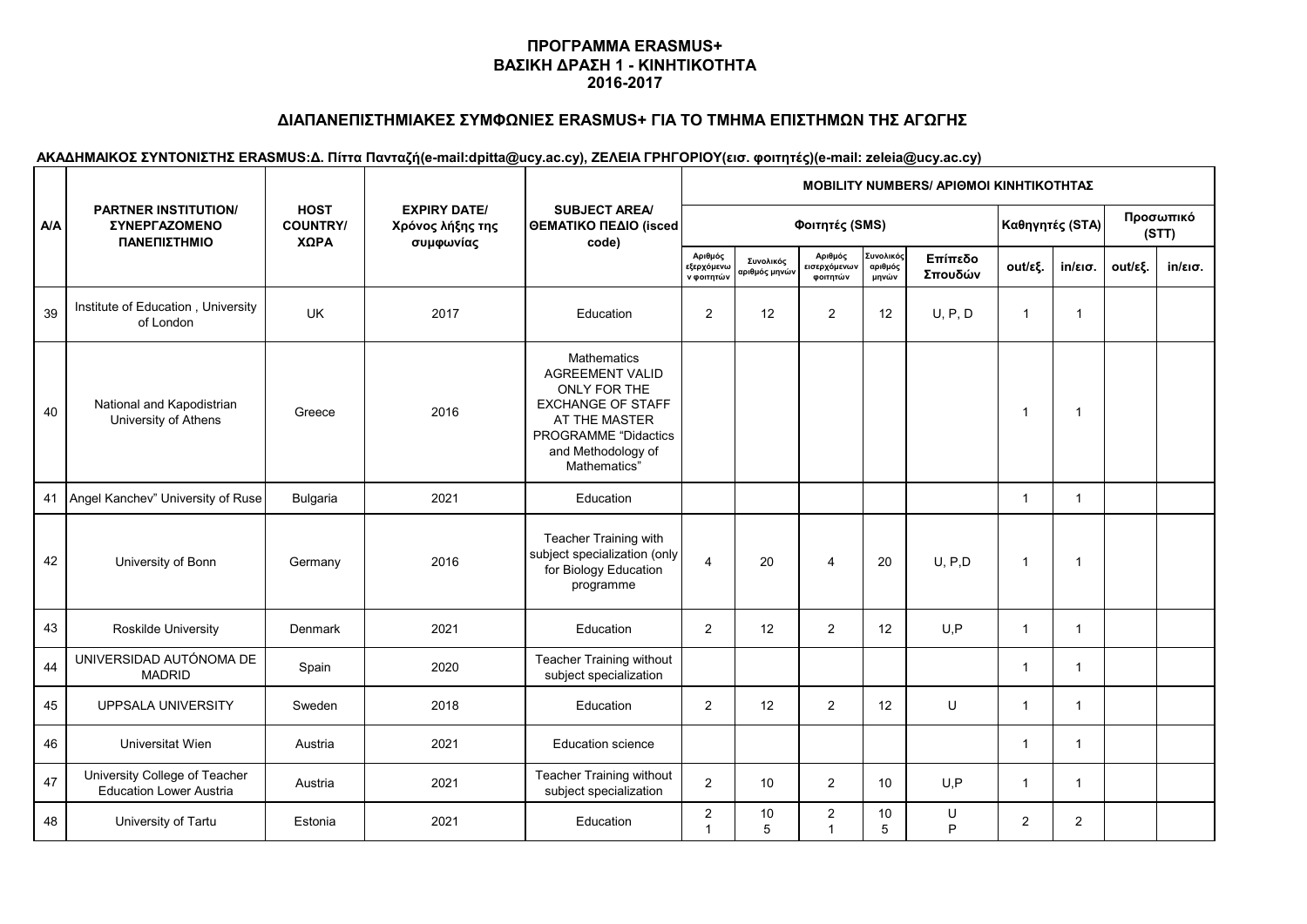**ΠΡΟΓΡΑΜΜΑ ERASMUS+**
**ΒΑΣΙΚΗ ΔΡΑΣΗ 1 - ΚΙΝΗΤΙΚΟΤΗΤΑ**
**2016-2017**

**ΔΙΑΠΑΝΕΠΙΣΤΗΜΙΑΚΕΣ ΣΥΜΦΩΝΙΕΣ ERASMUS+ ΓΙΑ ΤΟ ΤΜΗΜΑ ΕΠΙΣΤΗΜΩΝ ΤΗΣ ΑΓΩΓΗΣ**

**ΑΚΑΔΗΜΑΙΚΟΣ ΣΥΝΤΟΝΙΣΤΗΣ ERASMUS:Δ. Πίττα Πανταζή(e-mail:dpitta@ucy.ac.cy), ΖΕΛΕΙΑ ΓΡΗΓΟΡΙΟΥ(εισ. φοιτητές)(e-mail: zeleia@ucy.ac.cy)**

| Α/Α | PARTNER INSTITUTION/ ΣΥΝΕΡΓΑΖΟΜΕΝΟ ΠΑΝΕΠΙΣΤΗΜΙΟ | HOST COUNTRY/ ΧΩΡΑ | EXPIRY DATE/ Χρόνος λήξης της συμφωνίας | SUBJECT AREA/ ΘΕΜΑΤΙΚΟ ΠΕΔΙΟ (isced code) | MOBILITY NUMBERS/ ΑΡΙΘΜΟΙ ΚΙΝΗΤΙΚΟΤΗΤΑΣ | | | | | | | | |
|---|---|---|---|---|---|---|---|---|---|---|---|---|---|
| | | | | | Φοιτητές (SMS) | | | | | Καθηγητές (STA) | | Προσωπικό (STT) | |
| | | | | | Αριθμός εξερχόμενων φοιτητών | Συνολικός αριθμός μηνών | Αριθμός εισερχόμενων φοιτητών | Συνολικός αριθμός μηνών | Επίπεδο Σπουδών | out/εξ. | in/εισ. | out/εξ. | in/εισ. |
| 39 | Institute of Education , University of London | UK | 2017 | Education | 2 | 12 | 2 | 12 | U, P, D | 1 | 1 | | |
| 40 | National and Kapodistrian University of Athens | Greece | 2016 | Mathematics AGREEMENT VALID ONLY FOR THE EXCHANGE OF STAFF AT THE MASTER PROGRAMME "Didactics and Methodology of Mathematics" | | | | | | 1 | 1 | | |
| 41 | Angel Kanchev" University of Ruse | Bulgaria | 2021 | Education | | | | | | 1 | 1 | | |
| 42 | University of Bonn | Germany | 2016 | Teacher Training with subject specialization (only for Biology Education programme | 4 | 20 | 4 | 20 | U, P,D | 1 | 1 | | |
| 43 | Roskilde University | Denmark | 2021 | Education | 2 | 12 | 2 | 12 | U,P | 1 | 1 | | |
| 44 | UNIVERSIDAD AUTÓNOMA DE MADRID | Spain | 2020 | Teacher Training without subject specialization | | | | | | 1 | 1 | | |
| 45 | UPPSALA UNIVERSITY | Sweden | 2018 | Education | 2 | 12 | 2 | 12 | U | 1 | 1 | | |
| 46 | Universitat Wien | Austria | 2021 | Education science | | | | | | 1 | 1 | | |
| 47 | University College of Teacher Education Lower Austria | Austria | 2021 | Teacher Training without subject specialization | 2 | 10 | 2 | 10 | U,P | 1 | 1 | | |
| 48 | University of Tartu | Estonia | 2021 | Education | 2<br>1 | 10<br>5 | 2<br>1 | 10<br>5 | U<br>P | 2 | 2 | | |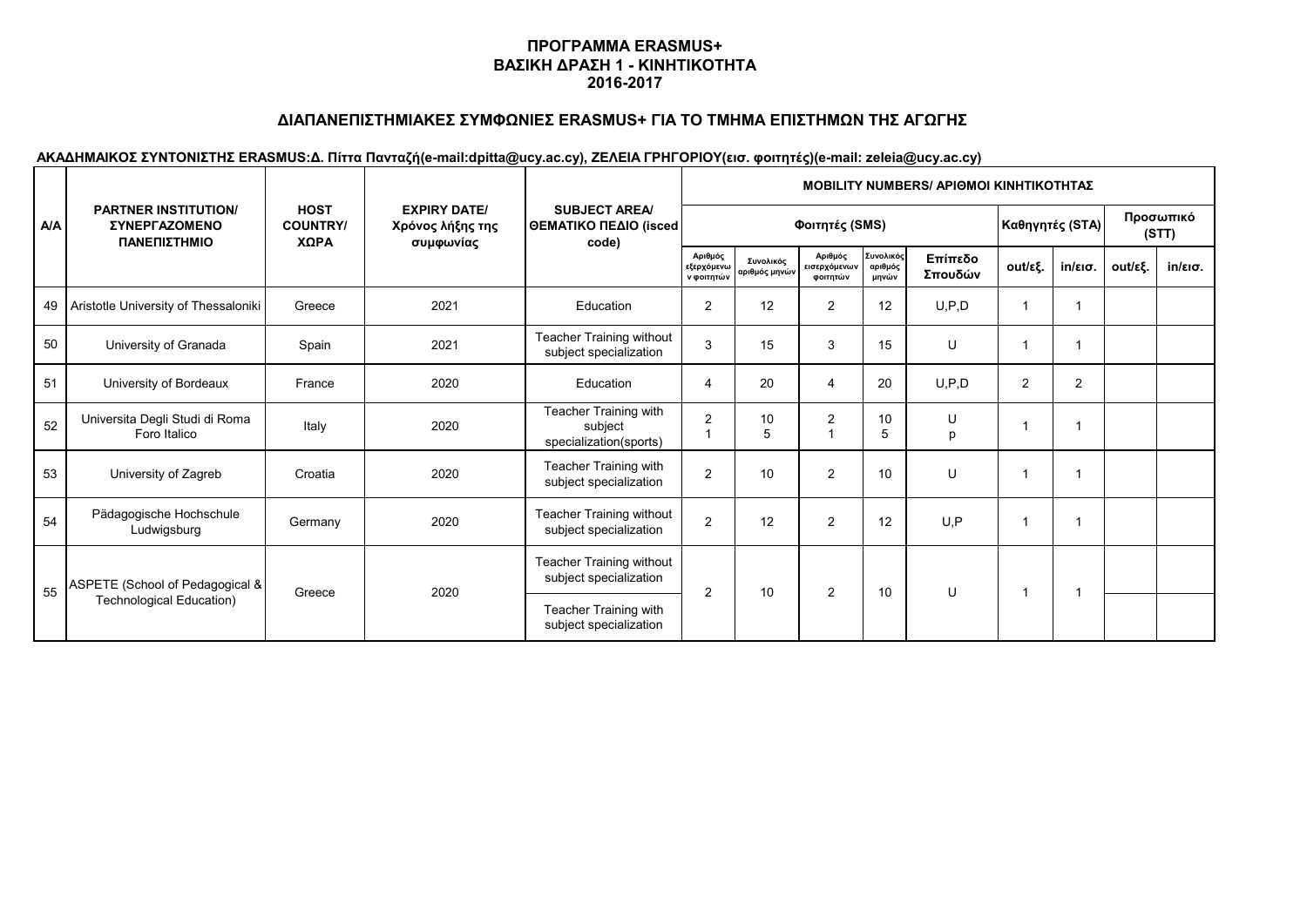# ΠΡΟΓΡΑΜΜΑ ERASMUS+
# ΒΑΣΙΚΗ ΔΡΑΣΗ 1 - ΚΙΝΗΤΙΚΟΤΗΤΑ
# 2016-2017

## ΔΙΑΠΑΝΕΠΙΣΤΗΜΙΑΚΕΣ ΣΥΜΦΩΝΙΕΣ ERASMUS+ ΓΙΑ ΤΟ ΤΜΗΜΑ ΕΠΙΣΤΗΜΩΝ ΤΗΣ ΑΓΩΓΗΣ

**ΑΚΑΔΗΜΑΙΚΟΣ ΣΥΝΤΟΝΙΣΤΗΣ ERASMUS:Δ. Πίττα Πανταζή(e-mail:dpitta@ucy.ac.cy), ΖΕΛΕΙΑ ΓΡΗΓΟΡΙΟΥ(εισ. φοιτητές)(e-mail: zeleia@ucy.ac.cy)**

| Α/Α | PARTNER INSTITUTION/ ΣΥΝΕΡΓΑΖΟΜΕΝΟ ΠΑΝΕΠΙΣΤΗΜΙΟ | HOST COUNTRY/ ΧΩΡΑ | EXPIRY DATE/ Χρόνος λήξης της συμφωνίας | SUBJECT AREA/ ΘΕΜΑΤΙΚΟ ΠΕΔΙΟ (isced code) | MOBILITY NUMBERS/ ΑΡΙΘΜΟΙ ΚΙΝΗΤΙΚΟΤΗΤΑΣ | | | | | | | | |
|---|---|---|---|---|---|---|---|---|---|---|---|---|---|
| | | | | | Φοιτητές (SMS) | | | | | Καθηγητές (STA) | | Προσωπικό (STT) | |
| | | | | | Αριθμός εξερχόμενων φοιτητών | Συνολικός αριθμός μηνών | Αριθμός εισερχόμενων φοιτητών | Συνολικός αριθμός μηνών | Επίπεδο Σπουδών | out/εξ. | in/εισ. | out/εξ. | in/εισ. |
| 49 | Aristotle University of Thessaloniki | Greece | 2021 | Education | 2 | 12 | 2 | 12 | U,P,D | 1 | 1 | | |
| 50 | University of Granada | Spain | 2021 | Teacher Training without subject specialization | 3 | 15 | 3 | 15 | U | 1 | 1 | | |
| 51 | University of Bordeaux | France | 2020 | Education | 4 | 20 | 4 | 20 | U,P,D | 2 | 2 | | |
| 52 | Universita Degli Studi di Roma Foro Italico | Italy | 2020 | Teacher Training with subject specialization(sports) | 2<br>1 | 10<br>5 | 2<br>1 | 10<br>5 | U<br>p | 1 | 1 | | |
| 53 | University of Zagreb | Croatia | 2020 | Teacher Training with subject specialization | 2 | 10 | 2 | 10 | U | 1 | 1 | | |
| 54 | Pädagogische Hochschule Ludwigsburg | Germany | 2020 | Teacher Training without subject specialization | 2 | 12 | 2 | 12 | U,P | 1 | 1 | | |
| 55 | ASPETE (School of Pedagogical & Technological Education) | Greece | 2020 | Teacher Training without subject specialization<br>Teacher Training with subject specialization | 2 | 10 | 2 | 10 | U | 1 | 1 | | |